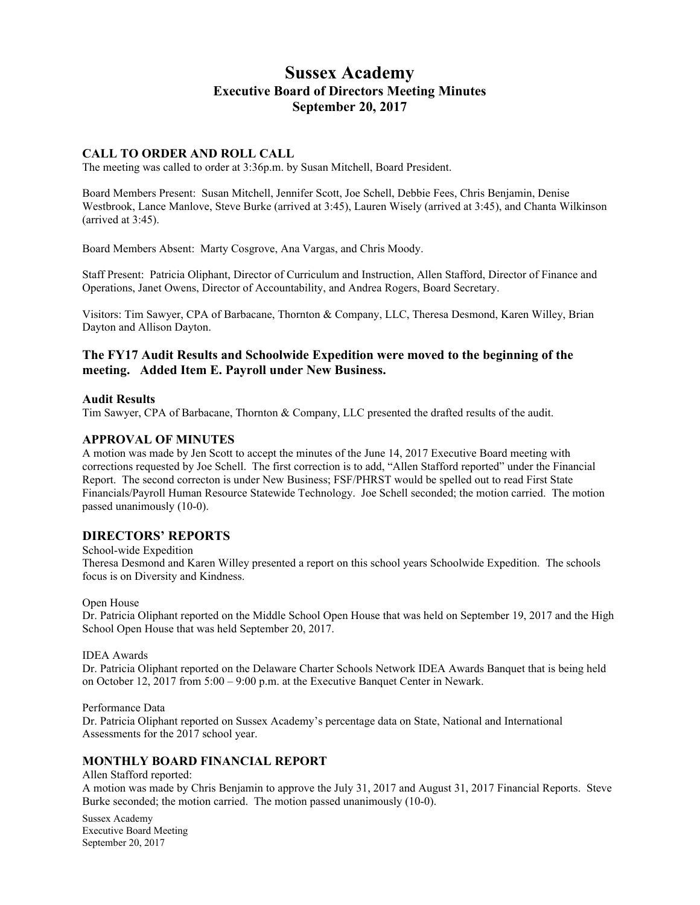# Sussex Academy

## Executive Board of Directors Meeting Minutes

## September 20, 2017

### CALL TO ORDER AND ROLL CALL

The meeting was called to order at 3:36p.m. by Susan Mitchell, Board President.

Board Members Present: Susan Mitchell, Jennifer Scott, Joe Schell, Debbie Fees, Chris Benjamin, Denise Westbrook, Lance Manlove, Steve Burke (arrived at 3:45), Lauren Wisely (arrived at 3:45), and Chanta Wilkinson (arrived at 3:45).

Board Members Absent: Marty Cosgrove, Ana Vargas, and Chris Moody.

Staff Present: Patricia Oliphant, Director of Curriculum and Instruction, Allen Stafford, Director of Finance and Operations, Janet Owens, Director of Accountability, and Andrea Rogers, Board Secretary.

Visitors: Tim Sawyer, CPA of Barbacane, Thornton & Company, LLC, Theresa Desmond, Karen Willey, Brian Dayton and Allison Dayton.

### The FY17 Audit Results and Schoolwide Expedition were moved to the beginning of the meeting. Added Item E. Payroll under New Business.

#### Audit Results

Tim Sawyer, CPA of Barbacane, Thornton & Company, LLC presented the drafted results of the audit.

### APPROVAL OF MINUTES

A motion was made by Jen Scott to accept the minutes of the June 14, 2017 Executive Board meeting with corrections requested by Joe Schell. The first correction is to add, "Allen Stafford reported" under the Financial Report. The second correcton is under New Business; FSF/PHRST would be spelled out to read First State Financials/Payroll Human Resource Statewide Technology. Joe Schell seconded; the motion carried. The motion passed unanimously (10-0).

### DIRECTORS' REPORTS

School-wide Expedition

Theresa Desmond and Karen Willey presented a report on this school years Schoolwide Expedition. The schools focus is on Diversity and Kindness.

Open House

Dr. Patricia Oliphant reported on the Middle School Open House that was held on September 19, 2017 and the High School Open House that was held September 20, 2017.

IDEA Awards

Dr. Patricia Oliphant reported on the Delaware Charter Schools Network IDEA Awards Banquet that is being held on October 12, 2017 from 5:00 – 9:00 p.m. at the Executive Banquet Center in Newark.

Performance Data

Dr. Patricia Oliphant reported on Sussex Academy's percentage data on State, National and International Assessments for the 2017 school year.

### MONTHLY BOARD FINANCIAL REPORT

Allen Stafford reported:

A motion was made by Chris Benjamin to approve the July 31, 2017 and August 31, 2017 Financial Reports. Steve Burke seconded; the motion carried. The motion passed unanimously (10-0).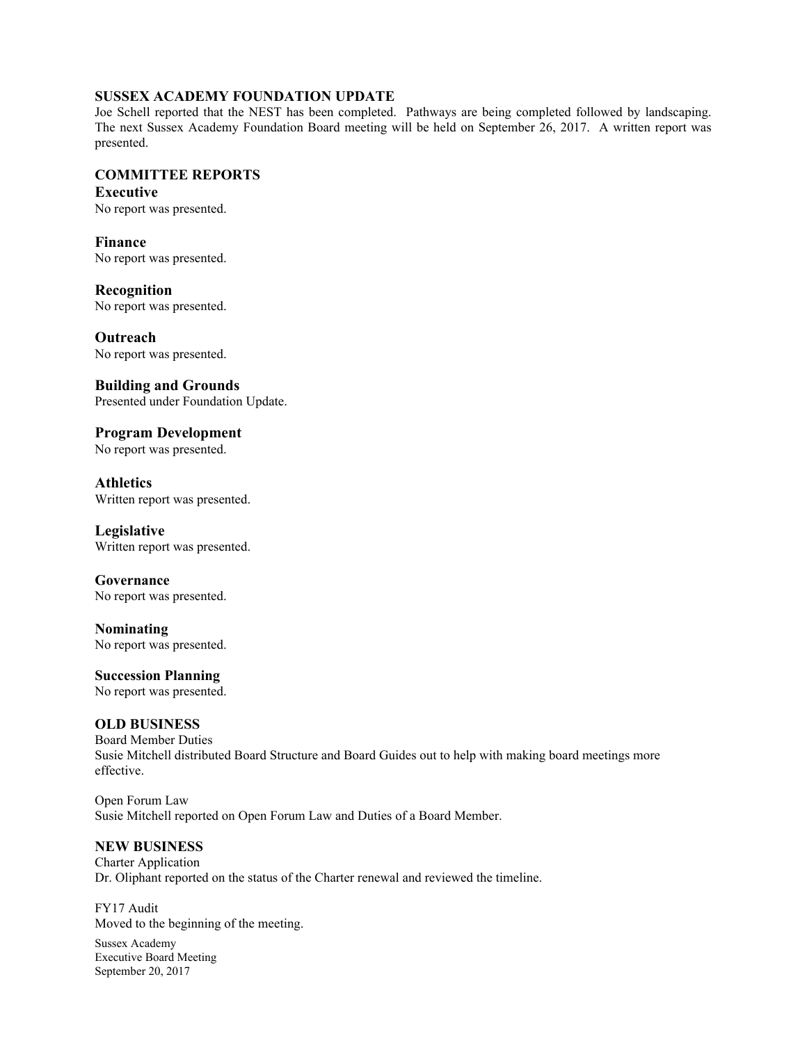## SUSSEX ACADEMY FOUNDATION UPDATE

Joe Schell reported that the NEST has been completed. Pathways are being completed followed by landscaping. The next Sussex Academy Foundation Board meeting will be held on September 26, 2017. A written report was presented.

## COMMITTEE REPORTS

### Executive

No report was presented.

### Finance

No report was presented.

### Recognition

No report was presented.

### Outreach

No report was presented.

### Building and Grounds

Presented under Foundation Update.

### Program Development

No report was presented.

### Athletics

Written report was presented.

### Legislative

Written report was presented.

### Governance

No report was presented.

### Nominating

No report was presented.

### Succession Planning

No report was presented.

## OLD BUSINESS

Board Member Duties
Susie Mitchell distributed Board Structure and Board Guides out to help with making board meetings more effective.

Open Forum Law
Susie Mitchell reported on Open Forum Law and Duties of a Board Member.

## NEW BUSINESS

Charter Application
Dr. Oliphant reported on the status of the Charter renewal and reviewed the timeline.

FY17 Audit
Moved to the beginning of the meeting.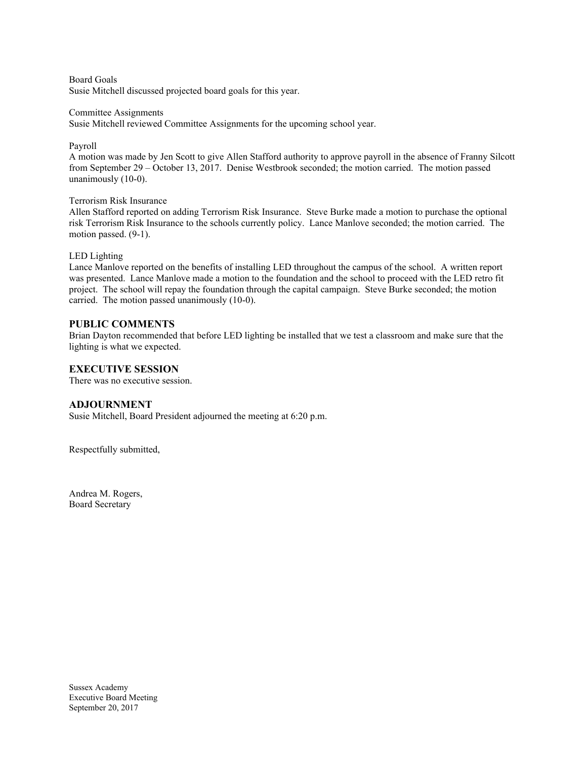Board Goals
Susie Mitchell discussed projected board goals for this year.

Committee Assignments
Susie Mitchell reviewed Committee Assignments for the upcoming school year.

Payroll
A motion was made by Jen Scott to give Allen Stafford authority to approve payroll in the absence of Franny Silcott from September 29 – October 13, 2017. Denise Westbrook seconded; the motion carried. The motion passed unanimously (10-0).

Terrorism Risk Insurance
Allen Stafford reported on adding Terrorism Risk Insurance. Steve Burke made a motion to purchase the optional risk Terrorism Risk Insurance to the schools currently policy. Lance Manlove seconded; the motion carried. The motion passed. (9-1).

LED Lighting
Lance Manlove reported on the benefits of installing LED throughout the campus of the school. A written report was presented. Lance Manlove made a motion to the foundation and the school to proceed with the LED retro fit project. The school will repay the foundation through the capital campaign. Steve Burke seconded; the motion carried. The motion passed unanimously (10-0).

## PUBLIC COMMENTS

Brian Dayton recommended that before LED lighting be installed that we test a classroom and make sure that the lighting is what we expected.

## EXECUTIVE SESSION

There was no executive session.

## ADJOURNMENT

Susie Mitchell, Board President adjourned the meeting at 6:20 p.m.

Respectfully submitted,

Andrea M. Rogers,
Board Secretary